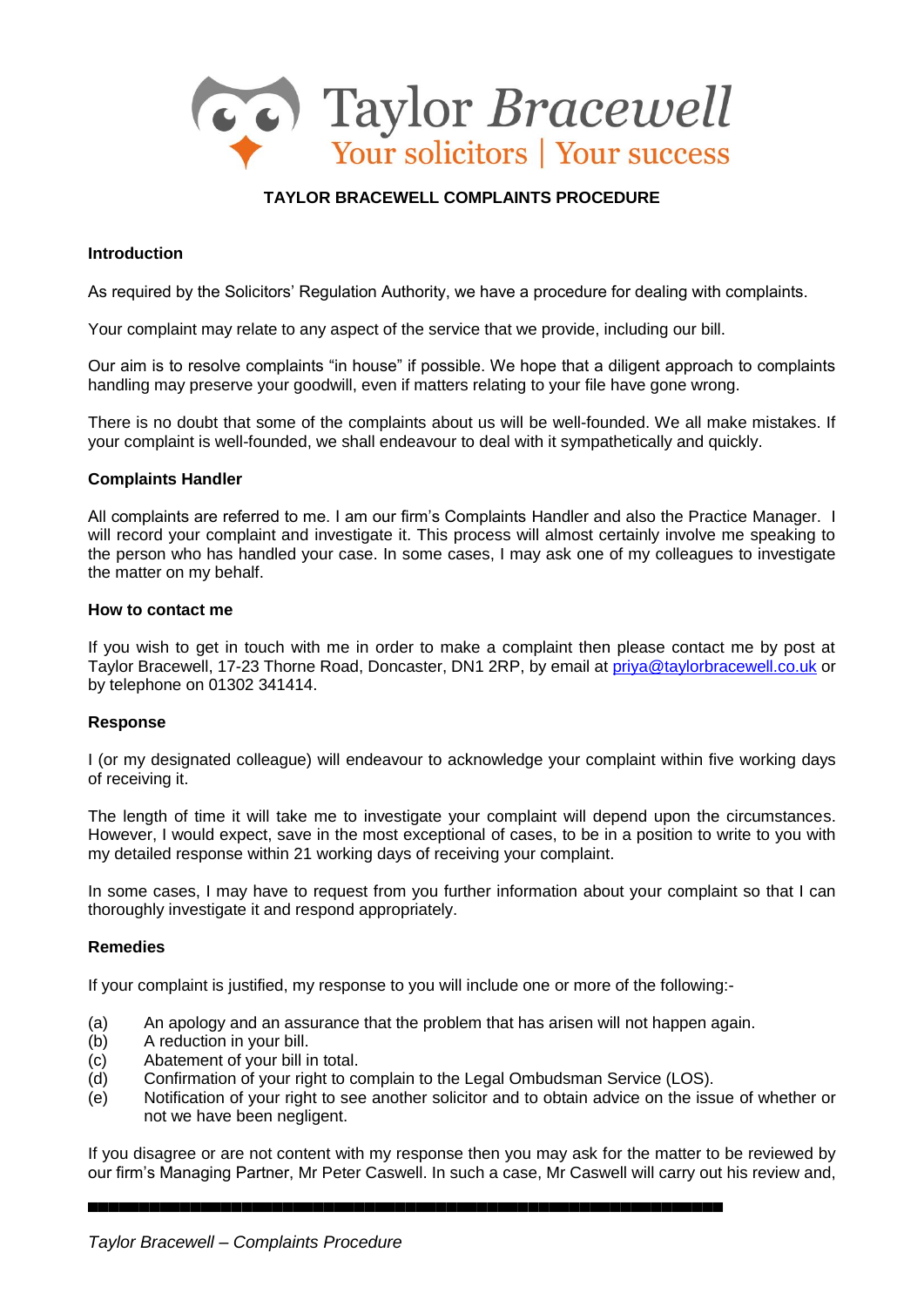Taylor *Bracewell*
Your solicitors | Your success

# TAYLOR BRACEWELL COMPLAINTS PROCEDURE

## Introduction

As required by the Solicitors' Regulation Authority, we have a procedure for dealing with complaints.

Your complaint may relate to any aspect of the service that we provide, including our bill.

Our aim is to resolve complaints "in house" if possible. We hope that a diligent approach to complaints handling may preserve your goodwill, even if matters relating to your file have gone wrong.

There is no doubt that some of the complaints about us will be well-founded. We all make mistakes. If your complaint is well-founded, we shall endeavour to deal with it sympathetically and quickly.

## Complaints Handler

All complaints are referred to me. I am our firm's Complaints Handler and also the Practice Manager. I will record your complaint and investigate it. This process will almost certainly involve me speaking to the person who has handled your case. In some cases, I may ask one of my colleagues to investigate the matter on my behalf.

## How to contact me

If you wish to get in touch with me in order to make a complaint then please contact me by post at Taylor Bracewell, 17-23 Thorne Road, Doncaster, DN1 2RP, by email at priya@taylorbracewell.co.uk or by telephone on 01302 341414.

## Response

I (or my designated colleague) will endeavour to acknowledge your complaint within five working days of receiving it.

The length of time it will take me to investigate your complaint will depend upon the circumstances. However, I would expect, save in the most exceptional of cases, to be in a position to write to you with my detailed response within 21 working days of receiving your complaint.

In some cases, I may have to request from you further information about your complaint so that I can thoroughly investigate it and respond appropriately.

## Remedies

If your complaint is justified, my response to you will include one or more of the following:-

- (a) An apology and an assurance that the problem that has arisen will not happen again.
- (b) A reduction in your bill.
- (c) Abatement of your bill in total.
- (d) Confirmation of your right to complain to the Legal Ombudsman Service (LOS).
- (e) Notification of your right to see another solicitor and to obtain advice on the issue of whether or not we have been negligent.

If you disagree or are not content with my response then you may ask for the matter to be reviewed by our firm's Managing Partner, Mr Peter Caswell. In such a case, Mr Caswell will carry out his review and,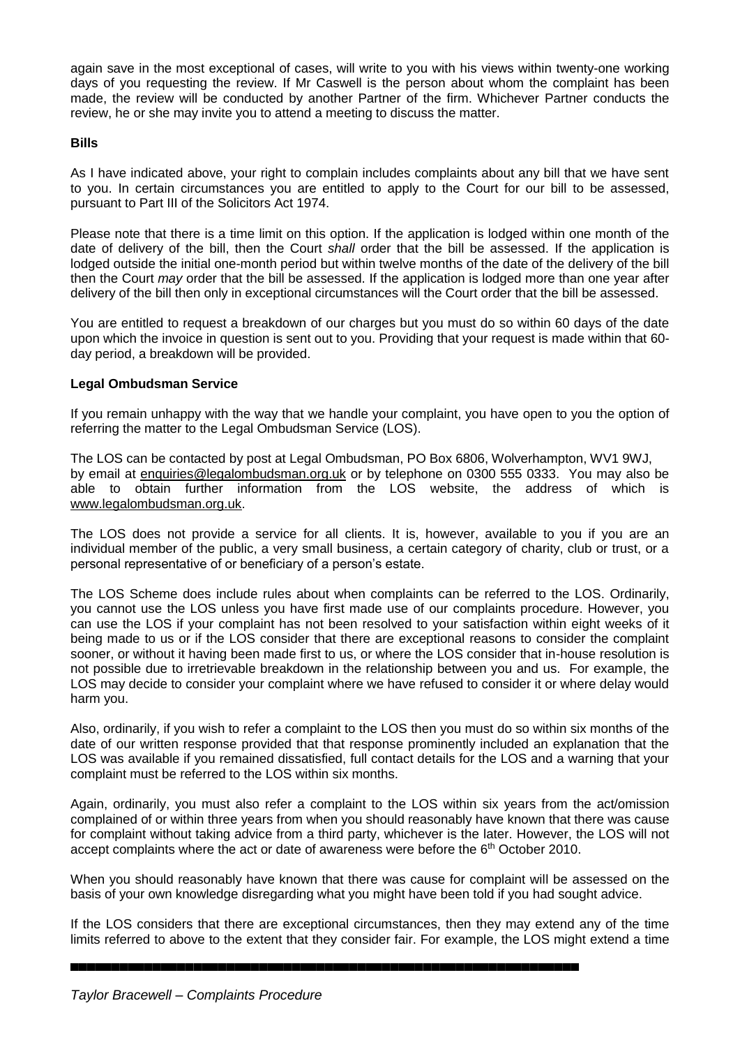again save in the most exceptional of cases, will write to you with his views within twenty-one working days of you requesting the review. If Mr Caswell is the person about whom the complaint has been made, the review will be conducted by another Partner of the firm. Whichever Partner conducts the review, he or she may invite you to attend a meeting to discuss the matter.

**Bills**

As I have indicated above, your right to complain includes complaints about any bill that we have sent to you. In certain circumstances you are entitled to apply to the Court for our bill to be assessed, pursuant to Part III of the Solicitors Act 1974.

Please note that there is a time limit on this option. If the application is lodged within one month of the date of delivery of the bill, then the Court *shall* order that the bill be assessed. If the application is lodged outside the initial one-month period but within twelve months of the date of the delivery of the bill then the Court *may* order that the bill be assessed. If the application is lodged more than one year after delivery of the bill then only in exceptional circumstances will the Court order that the bill be assessed.

You are entitled to request a breakdown of our charges but you must do so within 60 days of the date upon which the invoice in question is sent out to you. Providing that your request is made within that 60-day period, a breakdown will be provided.

**Legal Ombudsman Service**

If you remain unhappy with the way that we handle your complaint, you have open to you the option of referring the matter to the Legal Ombudsman Service (LOS).

The LOS can be contacted by post at Legal Ombudsman, PO Box 6806, Wolverhampton, WV1 9WJ, by email at enquiries@legalombudsman.org.uk or by telephone on 0300 555 0333. You may also be able to obtain further information from the LOS website, the address of which is www.legalombudsman.org.uk.

The LOS does not provide a service for all clients. It is, however, available to you if you are an individual member of the public, a very small business, a certain category of charity, club or trust, or a personal representative of or beneficiary of a person's estate.

The LOS Scheme does include rules about when complaints can be referred to the LOS. Ordinarily, you cannot use the LOS unless you have first made use of our complaints procedure. However, you can use the LOS if your complaint has not been resolved to your satisfaction within eight weeks of it being made to us or if the LOS consider that there are exceptional reasons to consider the complaint sooner, or without it having been made first to us, or where the LOS consider that in-house resolution is not possible due to irretrievable breakdown in the relationship between you and us. For example, the LOS may decide to consider your complaint where we have refused to consider it or where delay would harm you.

Also, ordinarily, if you wish to refer a complaint to the LOS then you must do so within six months of the date of our written response provided that that response prominently included an explanation that the LOS was available if you remained dissatisfied, full contact details for the LOS and a warning that your complaint must be referred to the LOS within six months.

Again, ordinarily, you must also refer a complaint to the LOS within six years from the act/omission complained of or within three years from when you should reasonably have known that there was cause for complaint without taking advice from a third party, whichever is the later. However, the LOS will not accept complaints where the act or date of awareness were before the 6th October 2010.

When you should reasonably have known that there was cause for complaint will be assessed on the basis of your own knowledge disregarding what you might have been told if you had sought advice.

If the LOS considers that there are exceptional circumstances, then they may extend any of the time limits referred to above to the extent that they consider fair. For example, the LOS might extend a time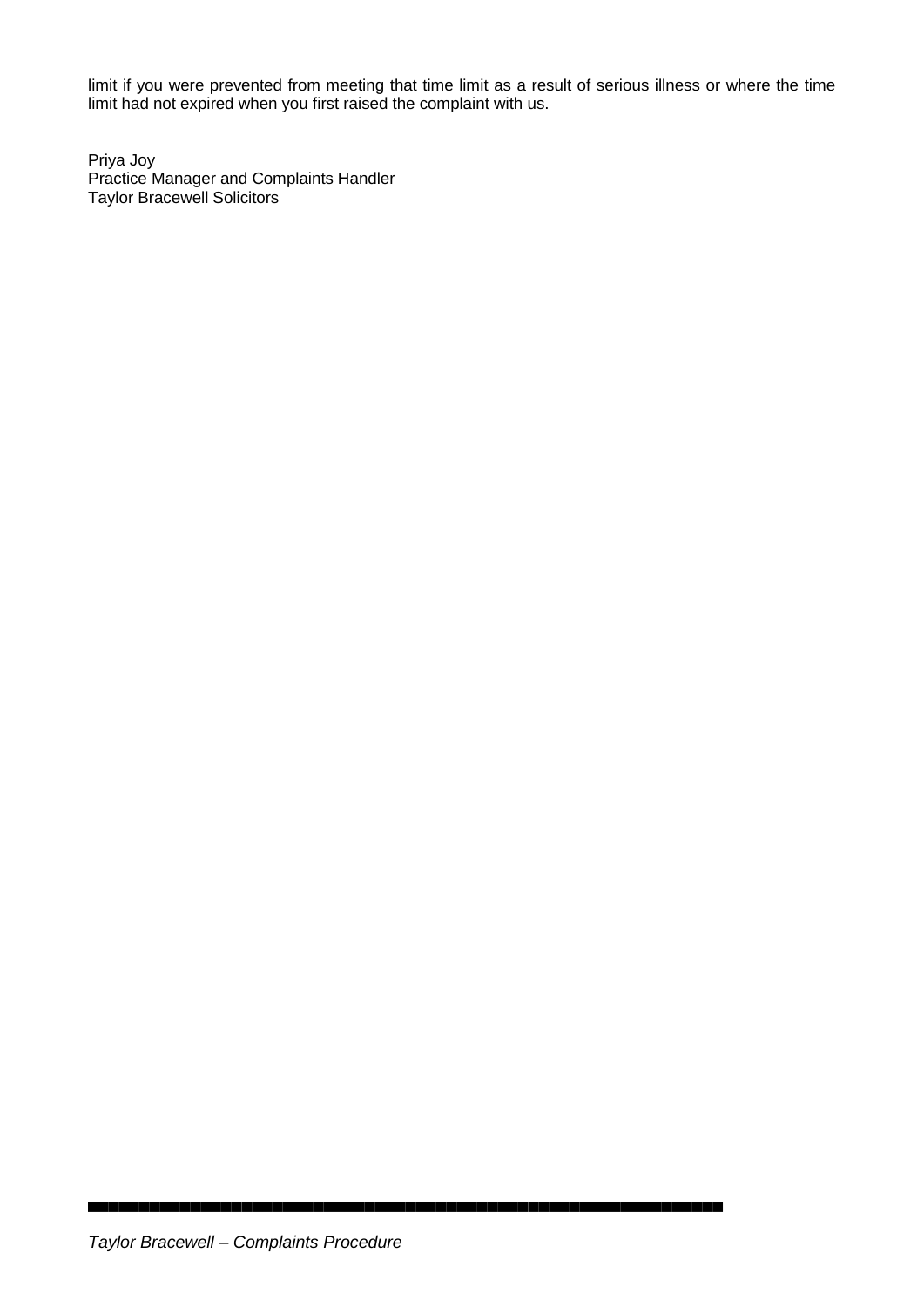limit if you were prevented from meeting that time limit as a result of serious illness or where the time limit had not expired when you first raised the complaint with us.

Priya Joy
Practice Manager and Complaints Handler
Taylor Bracewell Solicitors